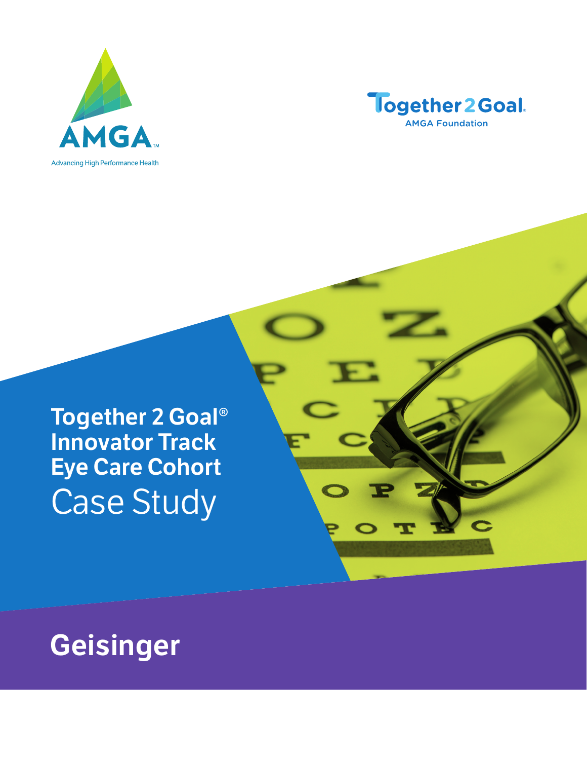AMGA

Advancing High Performance Health

Together 2 Goal

AMGA Foundation

# Together 2 Goal® Innovator Track Eye Care Cohort Case Study

## Geisinger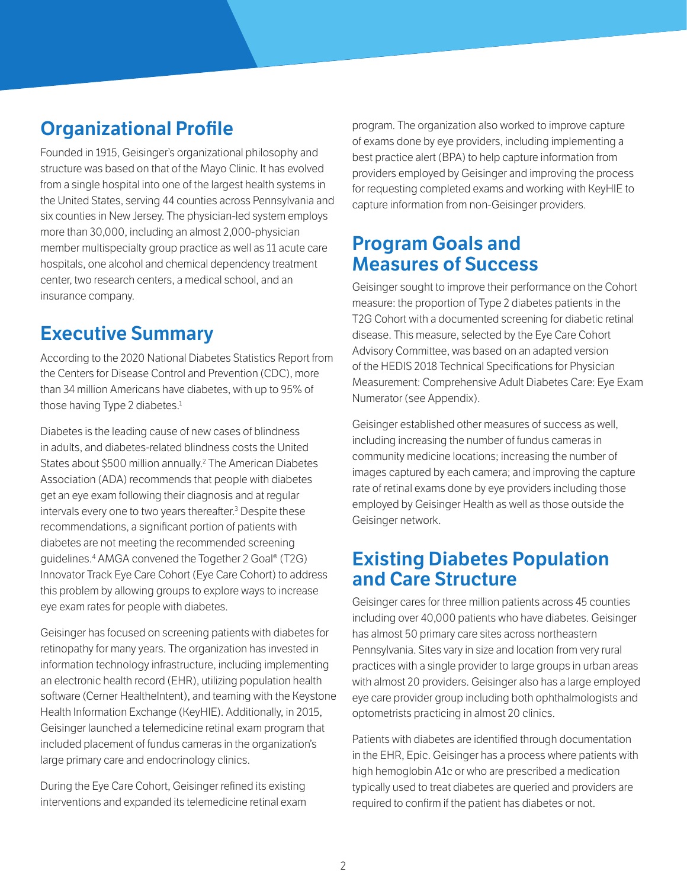## Organizational Profile

Founded in 1915, Geisinger's organizational philosophy and structure was based on that of the Mayo Clinic. It has evolved from a single hospital into one of the largest health systems in the United States, serving 44 counties across Pennsylvania and six counties in New Jersey. The physician-led system employs more than 30,000, including an almost 2,000-physician member multispecialty group practice as well as 11 acute care hospitals, one alcohol and chemical dependency treatment center, two research centers, a medical school, and an insurance company.

## Executive Summary

According to the 2020 National Diabetes Statistics Report from the Centers for Disease Control and Prevention (CDC), more than 34 million Americans have diabetes, with up to 95% of those having Type 2 diabetes.[1]

Diabetes is the leading cause of new cases of blindness in adults, and diabetes-related blindness costs the United States about $500 million annually.[2] The American Diabetes Association (ADA) recommends that people with diabetes get an eye exam following their diagnosis and at regular intervals every one to two years thereafter.[3] Despite these recommendations, a significant portion of patients with diabetes are not meeting the recommended screening guidelines.[4] AMGA convened the Together 2 Goal® (T2G) Innovator Track Eye Care Cohort (Eye Care Cohort) to address this problem by allowing groups to explore ways to increase eye exam rates for people with diabetes.

Geisinger has focused on screening patients with diabetes for retinopathy for many years. The organization has invested in information technology infrastructure, including implementing an electronic health record (EHR), utilizing population health software (Cerner HealtheIntent), and teaming with the Keystone Health Information Exchange (KeyHIE). Additionally, in 2015, Geisinger launched a telemedicine retinal exam program that included placement of fundus cameras in the organization's large primary care and endocrinology clinics.

During the Eye Care Cohort, Geisinger refined its existing interventions and expanded its telemedicine retinal exam program. The organization also worked to improve capture of exams done by eye providers, including implementing a best practice alert (BPA) to help capture information from providers employed by Geisinger and improving the process for requesting completed exams and working with KeyHIE to capture information from non-Geisinger providers.

## Program Goals and Measures of Success

Geisinger sought to improve their performance on the Cohort measure: the proportion of Type 2 diabetes patients in the T2G Cohort with a documented screening for diabetic retinal disease. This measure, selected by the Eye Care Cohort Advisory Committee, was based on an adapted version of the HEDIS 2018 Technical Specifications for Physician Measurement: Comprehensive Adult Diabetes Care: Eye Exam Numerator (see Appendix).

Geisinger established other measures of success as well, including increasing the number of fundus cameras in community medicine locations; increasing the number of images captured by each camera; and improving the capture rate of retinal exams done by eye providers including those employed by Geisinger Health as well as those outside the Geisinger network.

## Existing Diabetes Population and Care Structure

Geisinger cares for three million patients across 45 counties including over 40,000 patients who have diabetes. Geisinger has almost 50 primary care sites across northeastern Pennsylvania. Sites vary in size and location from very rural practices with a single provider to large groups in urban areas with almost 20 providers. Geisinger also has a large employed eye care provider group including both ophthalmologists and optometrists practicing in almost 20 clinics.

Patients with diabetes are identified through documentation in the EHR, Epic. Geisinger has a process where patients with high hemoglobin A1c or who are prescribed a medication typically used to treat diabetes are queried and providers are required to confirm if the patient has diabetes or not.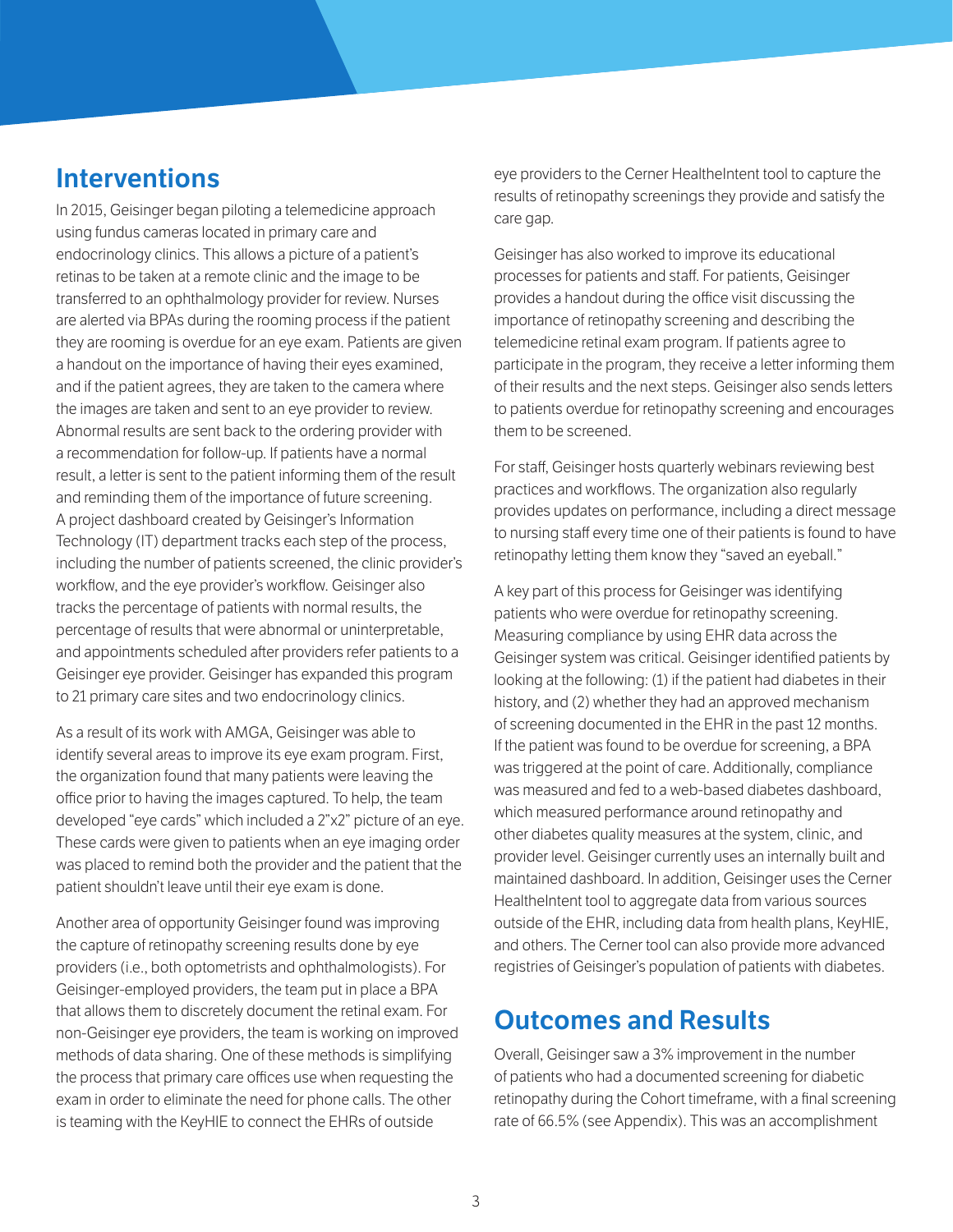## Interventions

In 2015, Geisinger began piloting a telemedicine approach using fundus cameras located in primary care and endocrinology clinics. This allows a picture of a patient's retinas to be taken at a remote clinic and the image to be transferred to an ophthalmology provider for review. Nurses are alerted via BPAs during the rooming process if the patient they are rooming is overdue for an eye exam. Patients are given a handout on the importance of having their eyes examined, and if the patient agrees, they are taken to the camera where the images are taken and sent to an eye provider to review. Abnormal results are sent back to the ordering provider with a recommendation for follow-up. If patients have a normal result, a letter is sent to the patient informing them of the result and reminding them of the importance of future screening. A project dashboard created by Geisinger's Information Technology (IT) department tracks each step of the process, including the number of patients screened, the clinic provider's workflow, and the eye provider's workflow. Geisinger also tracks the percentage of patients with normal results, the percentage of results that were abnormal or uninterpretable, and appointments scheduled after providers refer patients to a Geisinger eye provider. Geisinger has expanded this program to 21 primary care sites and two endocrinology clinics.

As a result of its work with AMGA, Geisinger was able to identify several areas to improve its eye exam program. First, the organization found that many patients were leaving the office prior to having the images captured. To help, the team developed "eye cards" which included a 2"x2" picture of an eye. These cards were given to patients when an eye imaging order was placed to remind both the provider and the patient that the patient shouldn't leave until their eye exam is done.

Another area of opportunity Geisinger found was improving the capture of retinopathy screening results done by eye providers (i.e., both optometrists and ophthalmologists). For Geisinger-employed providers, the team put in place a BPA that allows them to discretely document the retinal exam. For non-Geisinger eye providers, the team is working on improved methods of data sharing. One of these methods is simplifying the process that primary care offices use when requesting the exam in order to eliminate the need for phone calls. The other is teaming with the KeyHIE to connect the EHRs of outside eye providers to the Cerner HealtheIntent tool to capture the results of retinopathy screenings they provide and satisfy the care gap.

Geisinger has also worked to improve its educational processes for patients and staff. For patients, Geisinger provides a handout during the office visit discussing the importance of retinopathy screening and describing the telemedicine retinal exam program. If patients agree to participate in the program, they receive a letter informing them of their results and the next steps. Geisinger also sends letters to patients overdue for retinopathy screening and encourages them to be screened.

For staff, Geisinger hosts quarterly webinars reviewing best practices and workflows. The organization also regularly provides updates on performance, including a direct message to nursing staff every time one of their patients is found to have retinopathy letting them know they "saved an eyeball."

A key part of this process for Geisinger was identifying patients who were overdue for retinopathy screening. Measuring compliance by using EHR data across the Geisinger system was critical. Geisinger identified patients by looking at the following: (1) if the patient had diabetes in their history, and (2) whether they had an approved mechanism of screening documented in the EHR in the past 12 months. If the patient was found to be overdue for screening, a BPA was triggered at the point of care. Additionally, compliance was measured and fed to a web-based diabetes dashboard, which measured performance around retinopathy and other diabetes quality measures at the system, clinic, and provider level. Geisinger currently uses an internally built and maintained dashboard. In addition, Geisinger uses the Cerner HealtheIntent tool to aggregate data from various sources outside of the EHR, including data from health plans, KeyHIE, and others. The Cerner tool can also provide more advanced registries of Geisinger's population of patients with diabetes.

## Outcomes and Results

Overall, Geisinger saw a 3% improvement in the number of patients who had a documented screening for diabetic retinopathy during the Cohort timeframe, with a final screening rate of 66.5% (see Appendix). This was an accomplishment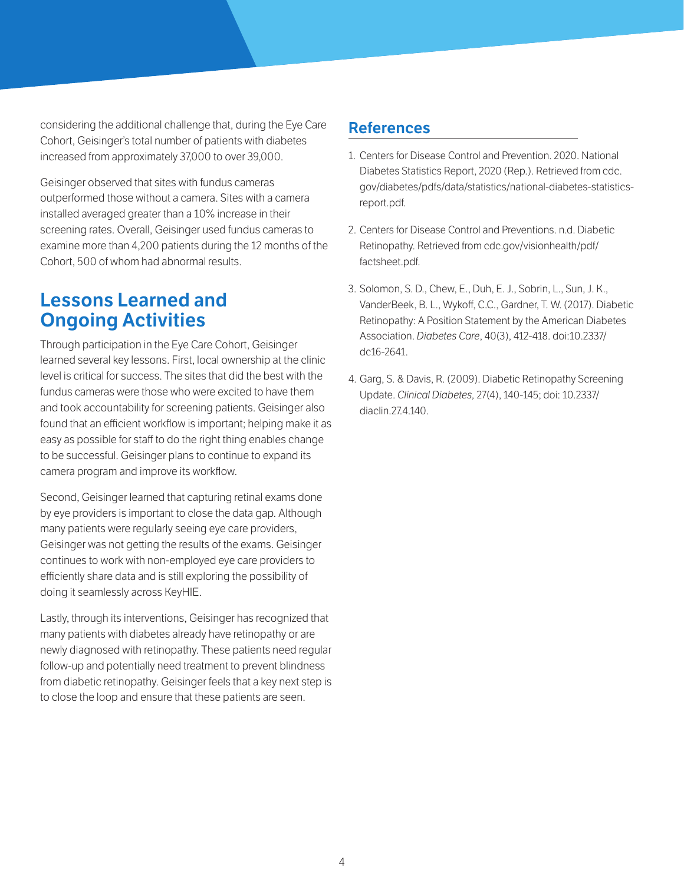considering the additional challenge that, during the Eye Care Cohort, Geisinger's total number of patients with diabetes increased from approximately 37,000 to over 39,000.

Geisinger observed that sites with fundus cameras outperformed those without a camera. Sites with a camera installed averaged greater than a 10% increase in their screening rates. Overall, Geisinger used fundus cameras to examine more than 4,200 patients during the 12 months of the Cohort, 500 of whom had abnormal results.

## Lessons Learned and Ongoing Activities

Through participation in the Eye Care Cohort, Geisinger learned several key lessons. First, local ownership at the clinic level is critical for success. The sites that did the best with the fundus cameras were those who were excited to have them and took accountability for screening patients. Geisinger also found that an efficient workflow is important; helping make it as easy as possible for staff to do the right thing enables change to be successful. Geisinger plans to continue to expand its camera program and improve its workflow.

Second, Geisinger learned that capturing retinal exams done by eye providers is important to close the data gap. Although many patients were regularly seeing eye care providers, Geisinger was not getting the results of the exams. Geisinger continues to work with non-employed eye care providers to efficiently share data and is still exploring the possibility of doing it seamlessly across KeyHIE.

Lastly, through its interventions, Geisinger has recognized that many patients with diabetes already have retinopathy or are newly diagnosed with retinopathy. These patients need regular follow-up and potentially need treatment to prevent blindness from diabetic retinopathy. Geisinger feels that a key next step is to close the loop and ensure that these patients are seen.

## References

1. Centers for Disease Control and Prevention. 2020. National Diabetes Statistics Report, 2020 (Rep.). Retrieved from cdc.gov/diabetes/pdfs/data/statistics/national-diabetes-statistics-report.pdf.

2. Centers for Disease Control and Preventions. n.d. Diabetic Retinopathy. Retrieved from cdc.gov/visionhealth/pdf/factsheet.pdf.

3. Solomon, S. D., Chew, E., Duh, E. J., Sobrin, L., Sun, J. K., VanderBeek, B. L., Wykoff, C.C., Gardner, T. W. (2017). Diabetic Retinopathy: A Position Statement by the American Diabetes Association. *Diabetes Care*, 40(3), 412-418. doi:10.2337/dc16-2641.

4. Garg, S. & Davis, R. (2009). Diabetic Retinopathy Screening Update. *Clinical Diabetes,* 27(4), 140-145; doi: 10.2337/diaclin.27.4.140.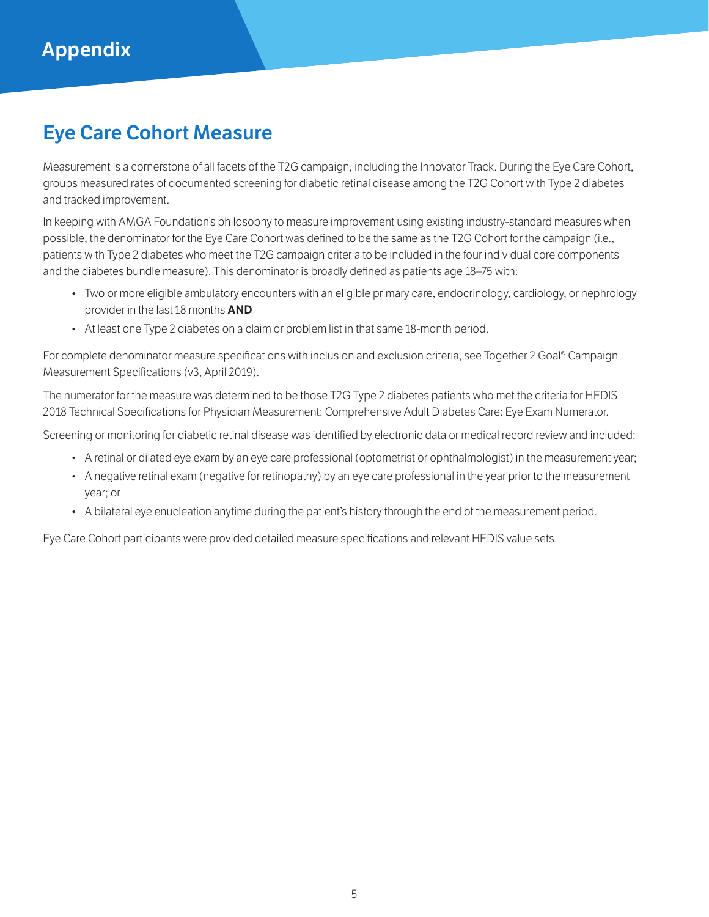# Appendix

## Eye Care Cohort Measure

Measurement is a cornerstone of all facets of the T2G campaign, including the Innovator Track. During the Eye Care Cohort, groups measured rates of documented screening for diabetic retinal disease among the T2G Cohort with Type 2 diabetes and tracked improvement.

In keeping with AMGA Foundation's philosophy to measure improvement using existing industry-standard measures when possible, the denominator for the Eye Care Cohort was defined to be the same as the T2G Cohort for the campaign (i.e., patients with Type 2 diabetes who meet the T2G campaign criteria to be included in the four individual core components and the diabetes bundle measure). This denominator is broadly defined as patients age 18–75 with:

- Two or more eligible ambulatory encounters with an eligible primary care, endocrinology, cardiology, or nephrology provider in the last 18 months **AND**
- At least one Type 2 diabetes on a claim or problem list in that same 18-month period.

For complete denominator measure specifications with inclusion and exclusion criteria, see Together 2 Goal® Campaign Measurement Specifications (v3, April 2019).

The numerator for the measure was determined to be those T2G Type 2 diabetes patients who met the criteria for HEDIS 2018 Technical Specifications for Physician Measurement: Comprehensive Adult Diabetes Care: Eye Exam Numerator.

Screening or monitoring for diabetic retinal disease was identified by electronic data or medical record review and included:

- A retinal or dilated eye exam by an eye care professional (optometrist or ophthalmologist) in the measurement year;
- A negative retinal exam (negative for retinopathy) by an eye care professional in the year prior to the measurement year; or
- A bilateral eye enucleation anytime during the patient's history through the end of the measurement period.

Eye Care Cohort participants were provided detailed measure specifications and relevant HEDIS value sets.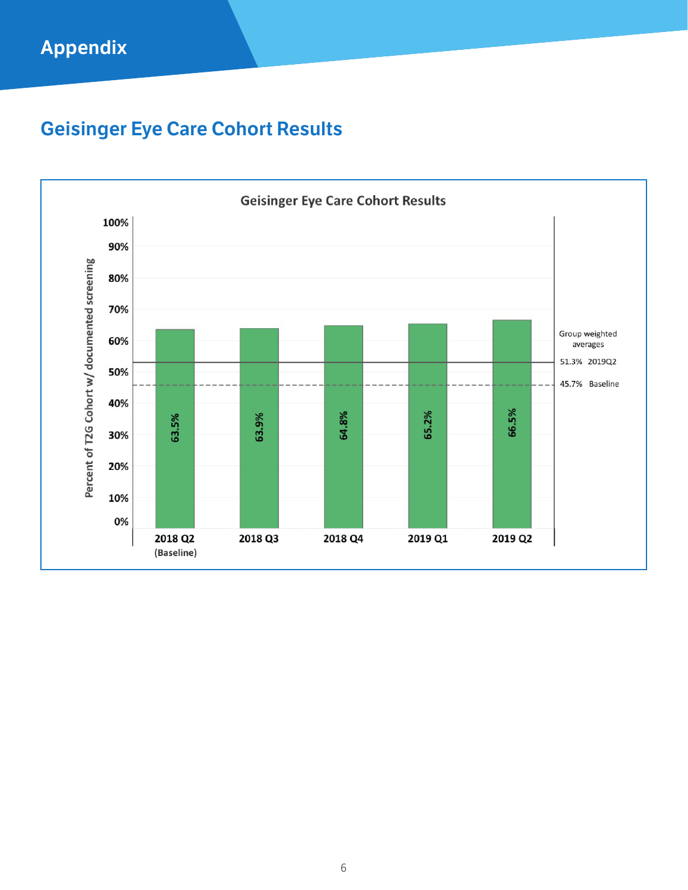# Appendix

## Geisinger Eye Care Cohort Results

**Geisinger Eye Care Cohort Results**

| Quarter | Percent of T2G Cohort w/ documented screening |
|---|---|
| 2018 Q2 (Baseline) | 63.5% |
| 2018 Q3 | 63.9% |
| 2018 Q4 | 64.8% |
| 2019 Q1 | 65.2% |
| 2019 Q2 | 66.5% |

Group weighted averages

- 51.3% 2019Q2
- 45.7% Baseline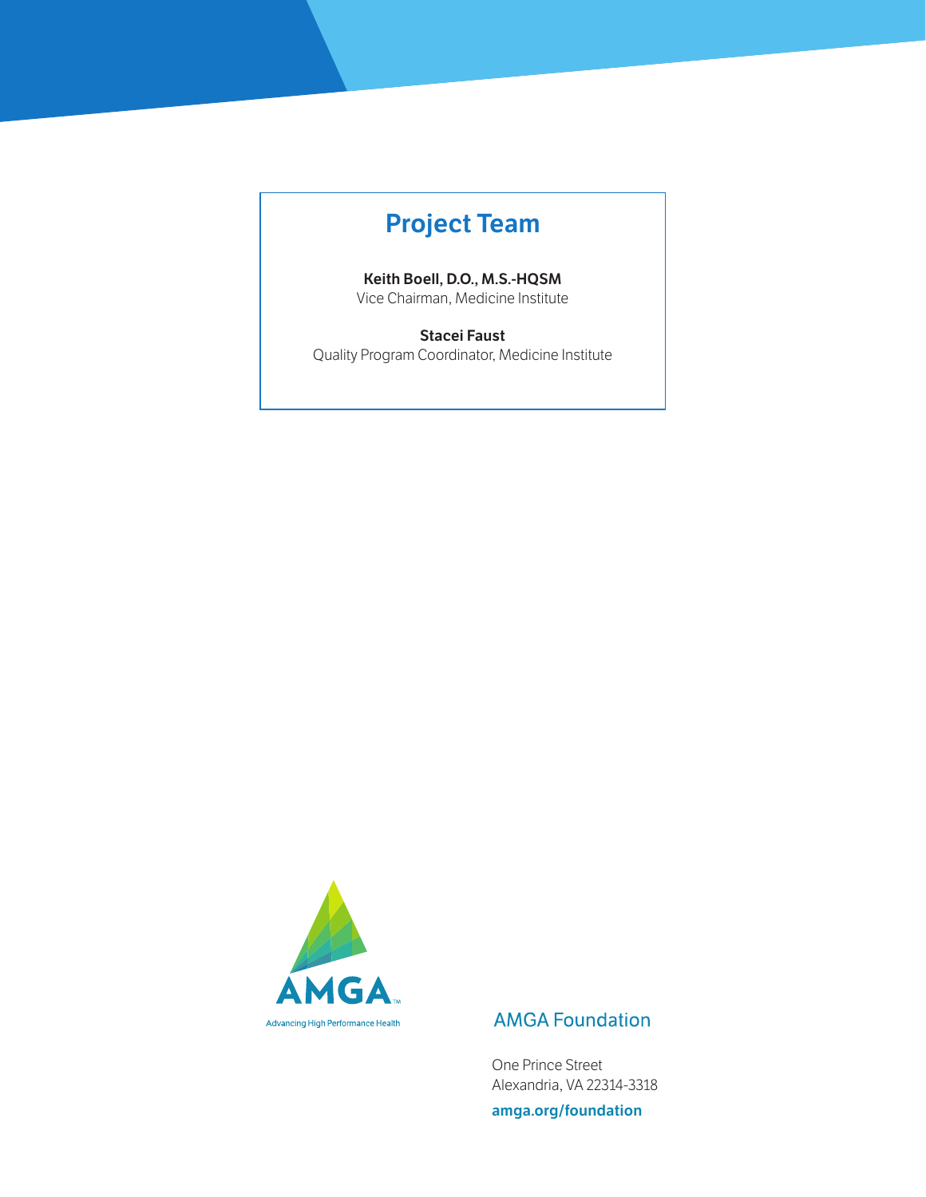## Project Team

**Keith Boell, D.O., M.S.-HQSM**
Vice Chairman, Medicine Institute

**Stacei Faust**
Quality Program Coordinator, Medicine Institute

AMGA
Advancing High Performance Health

AMGA Foundation

One Prince Street
Alexandria, VA 22314-3318

**amga.org/foundation**